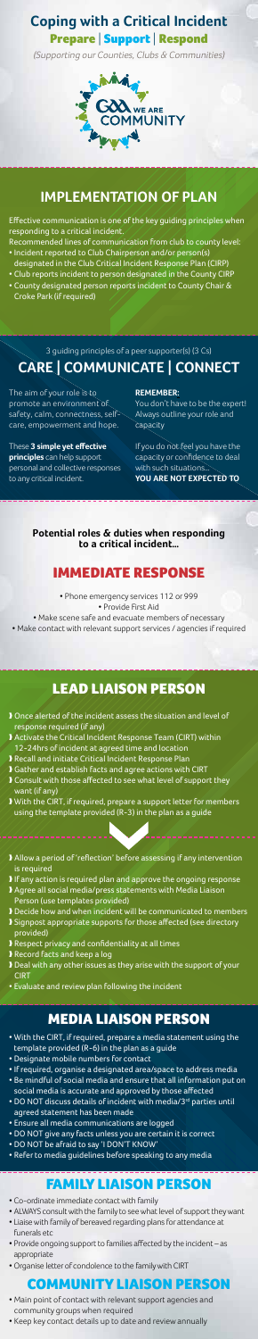# Coping with a Critical Incident

## Prepare | Support | Respond

*(Supporting our Counties, Clubs & Communities)*

## IMPLEMENTATION OF PLAN

Effective communication is one of the key guiding principles when responding to a critical incident.

Recommended lines of communication from club to county level:

- Incident reported to Club Chairperson and/or person(s) designated in the Club Critical Incident Response Plan (CIRP)
- Club reports incident to person designated in the County CIRP
- County designated person reports incident to County Chair & Croke Park (if required)

3 guiding principles of a peer supporter(s) (3 Cs)

## CARE | COMMUNICATE | CONNECT

The aim of your role is to promote an environment of safety, calm, connectness, self-care, empowerment and hope.

These **3 simple yet effective principles** can help support personal and collective responses to any critical incident.

**REMEMBER:**

You don't have to be the expert! Always outline your role and capacity

If you do not feel you have the capacity or confidence to deal with such situations...

**YOU ARE NOT EXPECTED TO**

**Potential roles & duties when responding to a critical incident...**

## IMMEDIATE RESPONSE

- Phone emergency services 112 or 999
- Provide First Aid
- Make scene safe and evacuate members of necessary
- Make contact with relevant support services / agencies if required

## LEAD LIAISON PERSON

- Once alerted of the incident assess the situation and level of response required (if any)
- Activate the Critical Incident Response Team (CIRT) within 12-24hrs of incident at agreed time and location
- Recall and initiate Critical Incident Response Plan
- Gather and establish facts and agree actions with CIRT
- Consult with those affected to see what level of support they want (if any)
- With the CIRT, if required, prepare a support letter for members using the template provided (R-3) in the plan as a guide
- Allow a period of 'reflection' before assessing if any intervention is required
- If any action is required plan and approve the ongoing response
- Agree all social media/press statements with Media Liaison Person (use templates provided)
- Decide how and when incident will be communicated to members
- Signpost appropriate supports for those affected (see directory provided)
- Respect privacy and confidentiality at all times
- Record facts and keep a log
- Deal with any other issues as they arise with the support of your CIRT
- Evaluate and review plan following the incident

## MEDIA LIAISON PERSON

- With the CIRT, if required, prepare a media statement using the template provided (R-6) in the plan as a guide
- Designate mobile numbers for contact
- If required, organise a designated area/space to address media
- Be mindful of social media and ensure that all information put on social media is accurate and approved by those affected
- DO NOT discuss details of incident with media/3rd parties until agreed statement has been made
- Ensure all media communications are logged
- DO NOT give any facts unless you are certain it is correct
- DO NOT be afraid to say 'I DON'T KNOW'
- Refer to media guidelines before speaking to any media

## FAMILY LIAISON PERSON

- Co-ordinate immediate contact with family
- ALWAYS consult with the family to see what level of support they want
- Liaise with family of bereaved regarding plans for attendance at funerals etc
- Provide ongoing support to families affected by the incident – as appropriate
- Organise letter of condolence to the family with CIRT

## COMMUNITY LIAISON PERSON

- Main point of contact with relevant support agencies and community groups when required
- Keep key contact details up to date and review annually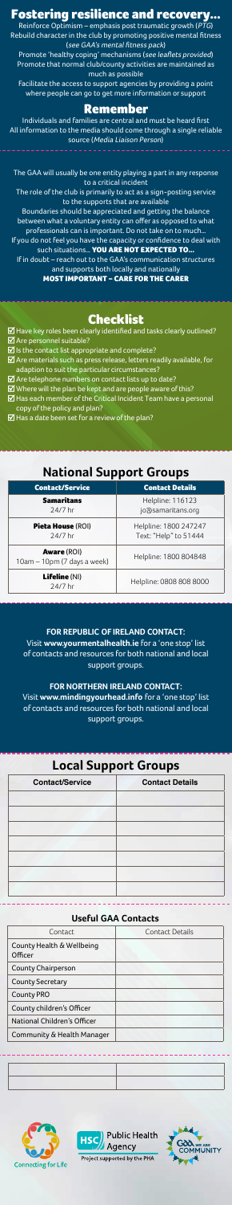## Fostering resilience and recovery...

Reinforce Optimism – emphasis post traumatic growth (*PTG*)
Rebuild character in the club by promoting positive mental fitness (*see GAA's mental fitness pack*)
Promote 'healthy coping' mechanisms (*see leaflets provided*)
Promote that normal club/county activities are maintained as much as possible
Facilitate the access to support agencies by providing a point where people can go to get more information or support

## Remember

Individuals and families are central and must be heard first
All information to the media should come through a single reliable source (*Media Liaison Person*)

The GAA will usually be one entity playing a part in any response to a critical incident
The role of the club is primarily to act as a sign-posting service to the supports that are available
Boundaries should be appreciated and getting the balance between what a voluntary entity can offer as opposed to what professionals can is important. Do not take on to much...
If you do not feel you have the capacity or confidence to deal with such situations... **YOU ARE NOT EXPECTED TO...**
If in doubt – reach out to the GAA's communication structures and supports both locally and nationally
**MOST IMPORTANT – CARE FOR THE CARER**

## Checklist

- ☑ Have key roles been clearly identified and tasks clearly outlined?
- ☑ Are personnel suitable?
- ☑ Is the contact list appropriate and complete?
- ☑ Are materials such as press release, letters readily available, for adaption to suit the particular circumstances?
- ☑ Are telephone numbers on contact lists up to date?
- ☑ Where will the plan be kept and are people aware of this?
- ☑ Has each member of the Critical Incident Team have a personal copy of the policy and plan?
- ☑ Has a date been set for a review of the plan?

## National Support Groups

| Contact/Service | Contact Details |
|---|---|
| **Samaritans** 24/7 hr | Helpline: 116123 jo@samaritans.org |
| **Pieta House** (ROI) 24/7 hr | Helpline: 1800 247247 Text: "Help" to 51444 |
| **Aware** (ROI) 10am – 10pm (7 days a week) | Helpline: 1800 804848 |
| **Lifeline** (NI) 24/7 hr | Helpline: 0808 808 8000 |

**FOR REPUBLIC OF IRELAND CONTACT:**
Visit **www.yourmentalhealth.ie** for a 'one stop' list of contacts and resources for both national and local support groups.

**FOR NORTHERN IRELAND CONTACT:**
Visit **www.mindingyourhead.info** for a 'one stop' list of contacts and resources for both national and local support groups.

## Local Support Groups

| Contact/Service | Contact Details |
|---|---|
| | |
| | |
| | |
| | |
| | |
| | |

### Useful GAA Contacts

| Contact | Contact Details |
|---|---|
| County Health & Wellbeing Officer | |
| County Chairperson | |
| County Secretary | |
| County PRO | |
| County children's Officer | |
| National Children's Officer | |
| Community & Health Manager | |

| | |
|---|---|
| | |
| | |

Connecting for Life

HSC Public Health Agency
Project supported by the PHA

GAA WE ARE COMMUNITY